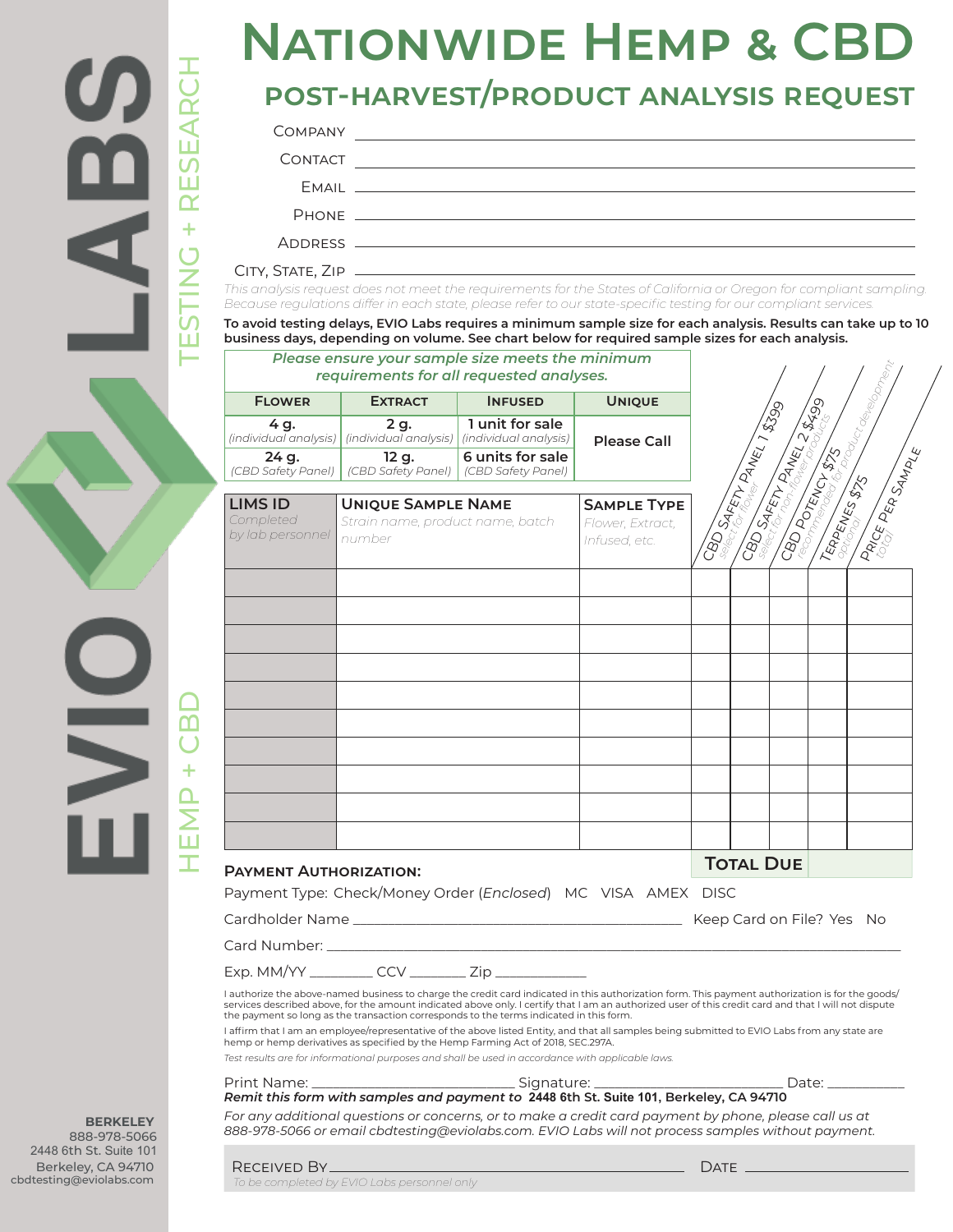# Nationwide Hemp & CBD

## Post-Harvest/Product Analysis Request

Company ______________________________

Contact ______________________________

Email ______________________________

Phone ______________________________

Address ______________________________

City, State, Zip ______________________________

*This analysis request does not meet the requirements for the States of California or Oregon for compliant sampling. Because regulations differ in each state, please refer to our state-specific testing for our compliant services.*

**To avoid testing delays, EVIO Labs requires a minimum sample size for each analysis. Results can take up to 10 business days, depending on volume. See chart below for required sample sizes for each analysis.**

*Please ensure your sample size meets the minimum requirements for all requested analyses.*

| Flower | Extract | Infused | Unique |
|---|---|---|---|
| **4 g.** *(individual analysis)* | **2 g.** *(individual analysis)* | **1 unit for sale** *(individual analysis)* | **Please Call** |
| **24 g.** *(CBD Safety Panel)* | **12 g.** *(CBD Safety Panel)* | **6 units for sale** *(CBD Safety Panel)* | |

| LIMS ID *Completed by lab personnel* | Unique Sample Name *Strain name, product name, batch number* | Sample Type *Flower, Extract, Infused, etc.* | CBD Safety Panel 1 $399 *select for flower* | CBD Safety Panel 2 $499 *select for non-flower products* | CBD Potency $75 *recommended for product development* | Terpenes $75 *optional* | Price per Sample *total* |
|---|---|---|---|---|---|---|---|
| | | | | | | | |
| | | | | | | | |
| | | | | | | | |
| | | | | | | | |
| | | | | | | | |
| | | | | | | | |
| | | | | | | | |
| | | | | | | | |
| | | | | | | | |
| | | | | | | | |
| | | | **Total Due** | | | | |

**Payment Authorization:**

Payment Type: Check/Money Order (*Enclosed*) MC VISA AMEX DISC

Cardholder Name ______________________________ Keep Card on File? Yes No

Card Number: ______________________________

Exp. MM/YY ________ CCV _______ Zip ____________

I authorize the above-named business to charge the credit card indicated in this authorization form. This payment authorization is for the goods/services described above, for the amount indicated above only. I certify that I am an authorized user of this credit card and that I will not dispute the payment so long as the transaction corresponds to the terms indicated in this form.

I affirm that I am an employee/representative of the above listed Entity, and that all samples being submitted to EVIO Labs from any state are hemp or hemp derivatives as specified by the Hemp Farming Act of 2018, SEC.297A.

*Test results are for informational purposes and shall be used in accordance with applicable laws.*

Print Name: __________________________ Signature: __________________________ Date: __________

***Remit this form with samples and payment to* 2448 6th St. Suite 101, Berkeley, CA 94710**

*For any additional questions or concerns, or to make a credit card payment by phone, please call us at 888-978-5066 or email cbdtesting@eviolabs.com. EVIO Labs will not process samples without payment.*

Received By ______________________________ Date ______________

*To be completed by EVIO Labs personnel only*

EVIO LABS — TESTING + RESEARCH — HEMP + CBD

**BERKELEY**
888-978-5066
2448 6th St. Suite 101
Berkeley, CA 94710
cbdtesting@eviolabs.com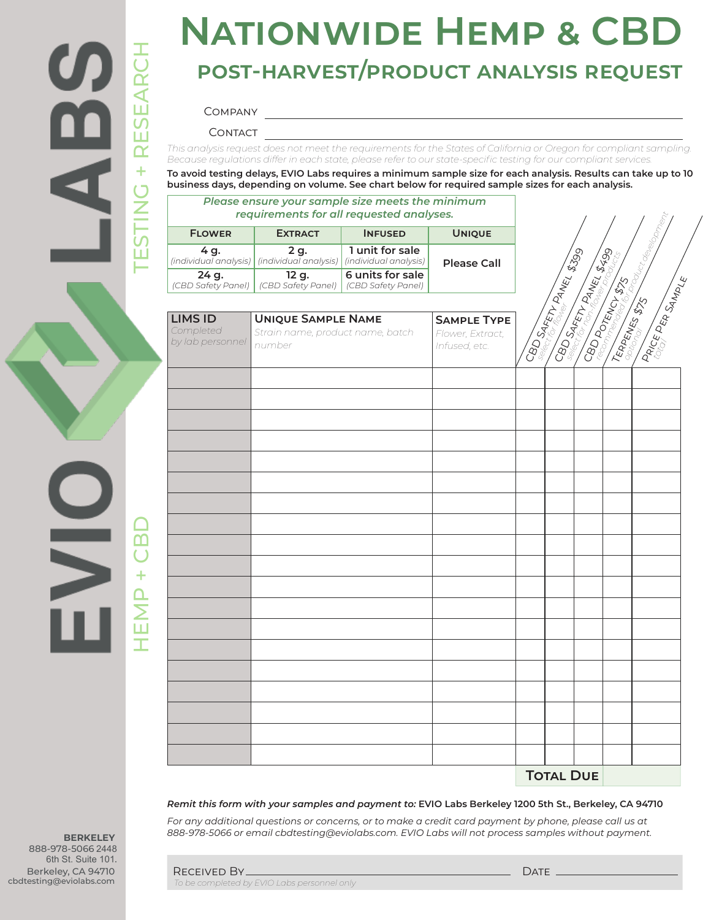# Nationwide Hemp & CBD

## Post-Harvest/Product Analysis Request

EVIO LABS — TESTING + RESEARCH — HEMP + CBD

Company ______________________________

Contact ______________________________

*This analysis request does not meet the requirements for the States of California or Oregon for compliant sampling. Because regulations differ in each state, please refer to our state-specific testing for our compliant services.*

**To avoid testing delays, EVIO Labs requires a minimum sample size for each analysis. Results can take up to 10 business days, depending on volume. See chart below for required sample sizes for each analysis.**

| ***Please ensure your sample size meets the minimum requirements for all requested analyses.*** | | | |
|---|---|---|---|
| **Flower** | **Extract** | **Infused** | **Unique** |
| **4 g.** *(individual analysis)* | **2 g.** *(individual analysis)* | **1 unit for sale** *(individual analysis)* | **Please Call** |
| **24 g.** *(CBD Safety Panel)* | **12 g.** *(CBD Safety Panel)* | **6 units for sale** *(CBD Safety Panel)* | |

| **LIMS ID** *Completed by lab personnel* | **Unique Sample Name** *Strain name, product name, batch number* | **Sample Type** *Flower, Extract, Infused, etc.* | CBD Safety Panel $399 *select for flower* | CBD Safety Panel $499 *select for non-flower products* | CBD Potency $75 *recommended for product development* | Terpenes $75 *optional* | Price Per Sample *total* |
|---|---|---|---|---|---|---|---|
| | | | | | | | |
| | | | | | | | |
| | | | | | | | |
| | | | | | | | |
| | | | | | | | |
| | | | | | | | |
| | | | | | | | |
| | | | | | | | |
| | | | | | | | |
| | | | | | | | |
| | | | | | | | |
| | | | | | | | |
| | | | | | | | |
| | | | | | | | |
| | | | | | | | |
| | | | | | | | |
| | | | | | | | |
| | | | | | | | |
| | | | | | | | |
| | | | | | **Total Due** | | |

***Remit this form with your samples and payment to:*** **EVIO Labs Berkeley 1200 5th St., Berkeley, CA 94710**

*For any additional questions or concerns, or to make a credit card payment by phone, please call us at 888-978-5066 or email cbdtesting@eviolabs.com. EVIO Labs will not process samples without payment.*

Received By ______________________________ Date ______________

*To be completed by EVIO Labs personnel only*

**BERKELEY**
888-978-5066 2448
6th St. Suite 101.
Berkeley, CA 94710
cbdtesting@eviolabs.com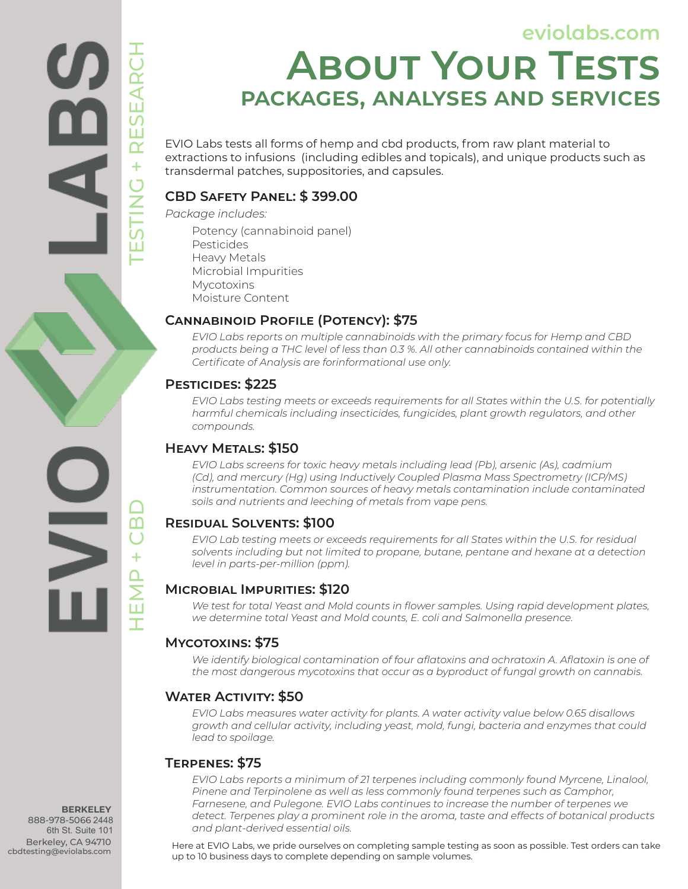eviolabs.com

# About Your Tests

## Packages, Analyses and Services

EVIO Labs tests all forms of hemp and cbd products, from raw plant material to extractions to infusions (including edibles and topicals), and unique products such as transdermal patches, suppositories, and capsules.

### CBD Safety Panel: $ 399.00

*Package includes:*

- Potency (cannabinoid panel)
- Pesticides
- Heavy Metals
- Microbial Impurities
- Mycotoxins
- Moisture Content

### Cannabinoid Profile (Potency): $75

*EVIO Labs reports on multiple cannabinoids with the primary focus for Hemp and CBD products being a THC level of less than 0.3 %. All other cannabinoids contained within the Certificate of Analysis are forinformational use only.*

### Pesticides: $225

*EVIO Labs testing meets or exceeds requirements for all States within the U.S. for potentially harmful chemicals including insecticides, fungicides, plant growth regulators, and other compounds.*

### Heavy Metals: $150

*EVIO Labs screens for toxic heavy metals including lead (Pb), arsenic (As), cadmium (Cd), and mercury (Hg) using Inductively Coupled Plasma Mass Spectrometry (ICP/MS) instrumentation. Common sources of heavy metals contamination include contaminated soils and nutrients and leeching of metals from vape pens.*

### Residual Solvents: $100

*EVIO Lab testing meets or exceeds requirements for all States within the U.S. for residual solvents including but not limited to propane, butane, pentane and hexane at a detection level in parts-per-million (ppm).*

### Microbial Impurities: $120

*We test for total Yeast and Mold counts in flower samples. Using rapid development plates, we determine total Yeast and Mold counts, E. coli and Salmonella presence.*

### Mycotoxins: $75

*We identify biological contamination of four aflatoxins and ochratoxin A. Aflatoxin is one of the most dangerous mycotoxins that occur as a byproduct of fungal growth on cannabis.*

### Water Activity: $50

*EVIO Labs measures water activity for plants. A water activity value below 0.65 disallows growth and cellular activity, including yeast, mold, fungi, bacteria and enzymes that could lead to spoilage.*

### Terpenes: $75

*EVIO Labs reports a minimum of 21 terpenes including commonly found Myrcene, Linalool, Pinene and Terpinolene as well as less commonly found terpenes such as Camphor, Farnesene, and Pulegone. EVIO Labs continues to increase the number of terpenes we detect. Terpenes play a prominent role in the aroma, taste and effects of botanical products and plant-derived essential oils.*

Here at EVIO Labs, we pride ourselves on completing sample testing as soon as possible. Test orders can take up to 10 business days to complete depending on sample volumes.

EVIO LABS
TESTING + RESEARCH
HEMP + CBD

**BERKELEY**
888-978-5066 2448
6th St. Suite 101
Berkeley, CA 94710
cbdtesting@eviolabs.com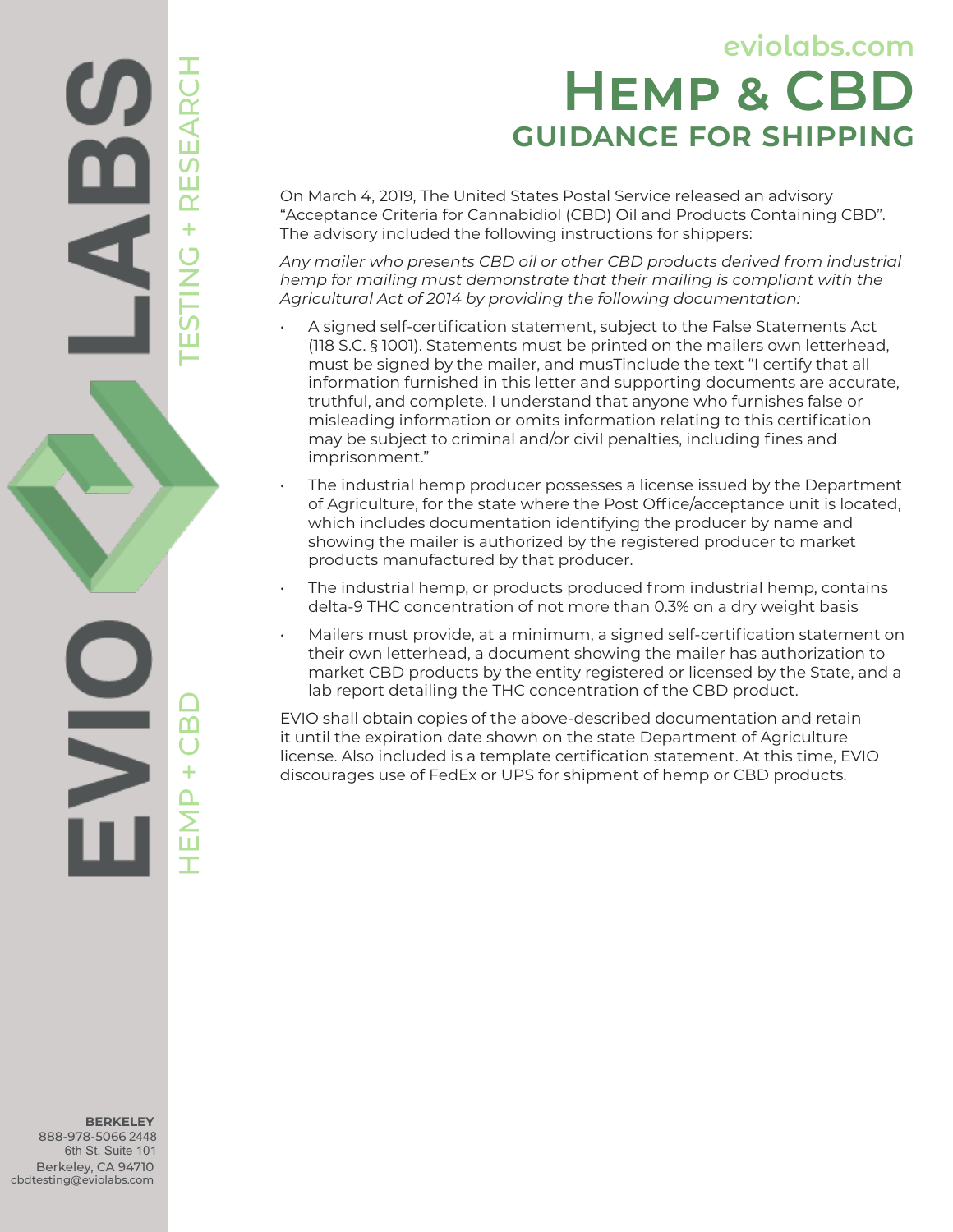eviolabs.com

# Hemp & CBD

## GUIDANCE FOR SHIPPING

On March 4, 2019, The United States Postal Service released an advisory "Acceptance Criteria for Cannabidiol (CBD) Oil and Products Containing CBD". The advisory included the following instructions for shippers:

*Any mailer who presents CBD oil or other CBD products derived from industrial hemp for mailing must demonstrate that their mailing is compliant with the Agricultural Act of 2014 by providing the following documentation:*

- A signed self-certification statement, subject to the False Statements Act (118 S.C. § 1001). Statements must be printed on the mailers own letterhead, must be signed by the mailer, and musTinclude the text "I certify that all information furnished in this letter and supporting documents are accurate, truthful, and complete. I understand that anyone who furnishes false or misleading information or omits information relating to this certification may be subject to criminal and/or civil penalties, including fines and imprisonment."
- The industrial hemp producer possesses a license issued by the Department of Agriculture, for the state where the Post Office/acceptance unit is located, which includes documentation identifying the producer by name and showing the mailer is authorized by the registered producer to market products manufactured by that producer.
- The industrial hemp, or products produced from industrial hemp, contains delta-9 THC concentration of not more than 0.3% on a dry weight basis
- Mailers must provide, at a minimum, a signed self-certification statement on their own letterhead, a document showing the mailer has authorization to market CBD products by the entity registered or licensed by the State, and a lab report detailing the THC concentration of the CBD product.

EVIO shall obtain copies of the above-described documentation and retain it until the expiration date shown on the state Department of Agriculture license. Also included is a template certification statement. At this time, EVIO discourages use of FedEx or UPS for shipment of hemp or CBD products.

**BERKELEY**
888-978-5066 2448
6th St. Suite 101
Berkeley, CA 94710
cbdtesting@eviolabs.com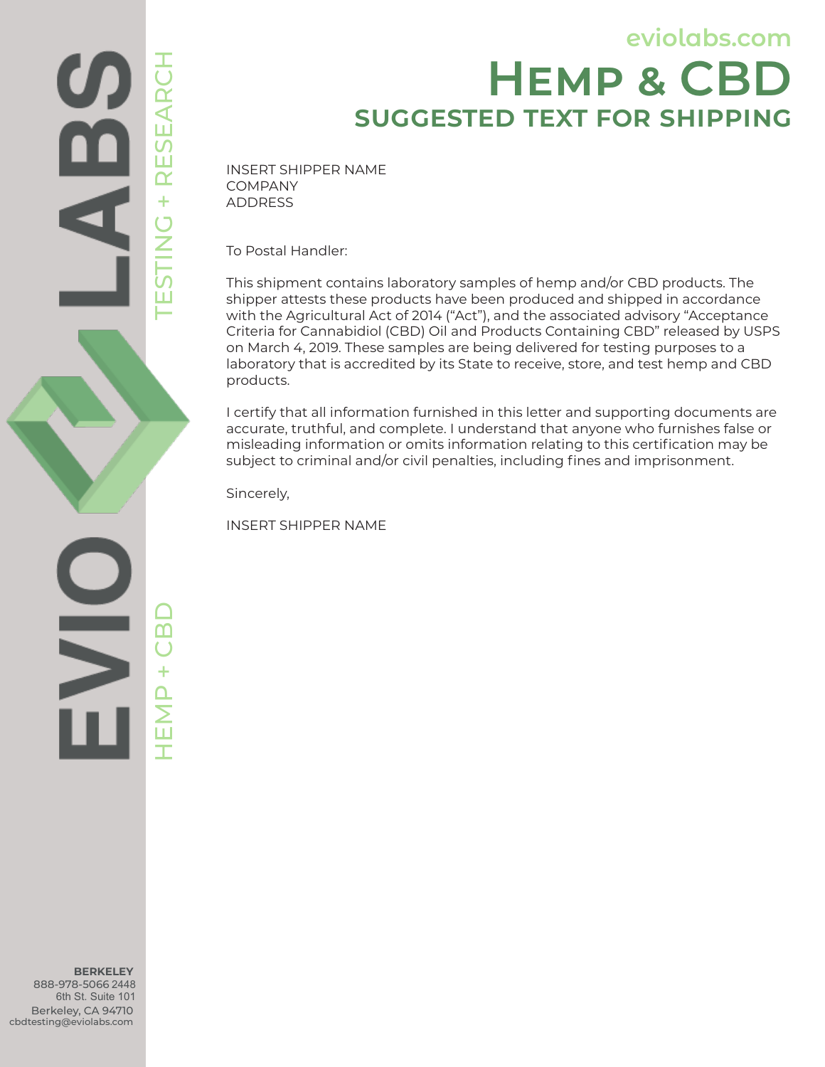eviolabs.com

# HEMP & CBD

## SUGGESTED TEXT FOR SHIPPING

INSERT SHIPPER NAME
COMPANY
ADDRESS

To Postal Handler:

This shipment contains laboratory samples of hemp and/or CBD products. The shipper attests these products have been produced and shipped in accordance with the Agricultural Act of 2014 (“Act”), and the associated advisory “Acceptance Criteria for Cannabidiol (CBD) Oil and Products Containing CBD” released by USPS on March 4, 2019. These samples are being delivered for testing purposes to a laboratory that is accredited by its State to receive, store, and test hemp and CBD products.

I certify that all information furnished in this letter and supporting documents are accurate, truthful, and complete. I understand that anyone who furnishes false or misleading information or omits information relating to this certification may be subject to criminal and/or civil penalties, including fines and imprisonment.

Sincerely,

INSERT SHIPPER NAME

EVIO LABS
TESTING + RESEARCH
HEMP + CBD

**BERKELEY**
888-978-5066 2448
6th St. Suite 101
Berkeley, CA 94710
cbdtesting@eviolabs.com